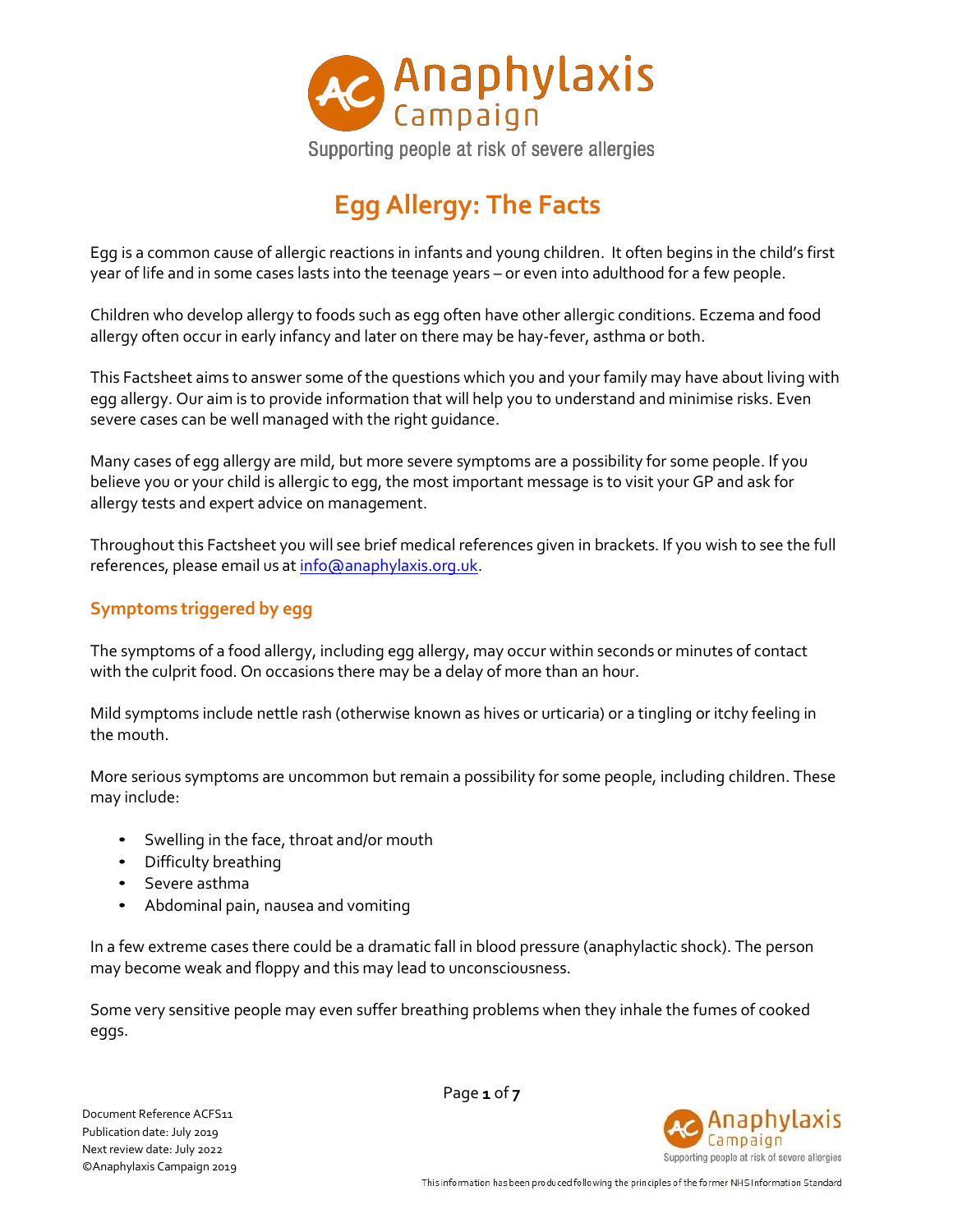Anaphylaxis Campaign

Supporting people at risk of severe allergies

# Egg Allergy: The Facts

Egg is a common cause of allergic reactions in infants and young children. It often begins in the child's first year of life and in some cases lasts into the teenage years – or even into adulthood for a few people.

Children who develop allergy to foods such as egg often have other allergic conditions. Eczema and food allergy often occur in early infancy and later on there may be hay-fever, asthma or both.

This Factsheet aims to answer some of the questions which you and your family may have about living with egg allergy. Our aim is to provide information that will help you to understand and minimise risks. Even severe cases can be well managed with the right guidance.

Many cases of egg allergy are mild, but more severe symptoms are a possibility for some people. If you believe you or your child is allergic to egg, the most important message is to visit your GP and ask for allergy tests and expert advice on management.

Throughout this Factsheet you will see brief medical references given in brackets. If you wish to see the full references, please email us at info@anaphylaxis.org.uk.

## Symptoms triggered by egg

The symptoms of a food allergy, including egg allergy, may occur within seconds or minutes of contact with the culprit food. On occasions there may be a delay of more than an hour.

Mild symptoms include nettle rash (otherwise known as hives or urticaria) or a tingling or itchy feeling in the mouth.

More serious symptoms are uncommon but remain a possibility for some people, including children. These may include:

- Swelling in the face, throat and/or mouth
- Difficulty breathing
- Severe asthma
- Abdominal pain, nausea and vomiting

In a few extreme cases there could be a dramatic fall in blood pressure (anaphylactic shock). The person may become weak and floppy and this may lead to unconsciousness.

Some very sensitive people may even suffer breathing problems when they inhale the fumes of cooked eggs.

Document Reference ACFS11
Publication date: July 2019
Next review date: July 2022
©Anaphylaxis Campaign 2019

This information has been produced following the principles of the former NHS Information Standard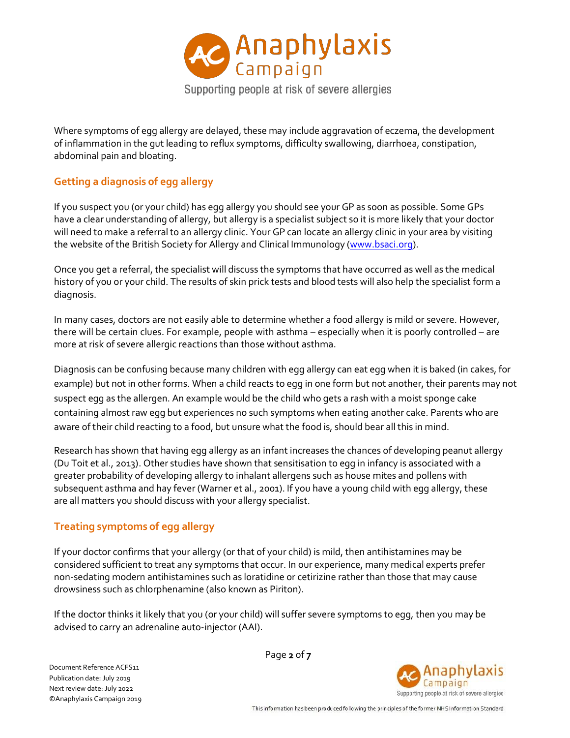Where symptoms of egg allergy are delayed, these may include aggravation of eczema, the development of inflammation in the gut leading to reflux symptoms, difficulty swallowing, diarrhoea, constipation, abdominal pain and bloating.

## Getting a diagnosis of egg allergy

If you suspect you (or your child) has egg allergy you should see your GP as soon as possible. Some GPs have a clear understanding of allergy, but allergy is a specialist subject so it is more likely that your doctor will need to make a referral to an allergy clinic. Your GP can locate an allergy clinic in your area by visiting the website of the British Society for Allergy and Clinical Immunology (www.bsaci.org).

Once you get a referral, the specialist will discuss the symptoms that have occurred as well as the medical history of you or your child. The results of skin prick tests and blood tests will also help the specialist form a diagnosis.

In many cases, doctors are not easily able to determine whether a food allergy is mild or severe. However, there will be certain clues. For example, people with asthma – especially when it is poorly controlled – are more at risk of severe allergic reactions than those without asthma.

Diagnosis can be confusing because many children with egg allergy can eat egg when it is baked (in cakes, for example) but not in other forms. When a child reacts to egg in one form but not another, their parents may not suspect egg as the allergen. An example would be the child who gets a rash with a moist sponge cake containing almost raw egg but experiences no such symptoms when eating another cake. Parents who are aware of their child reacting to a food, but unsure what the food is, should bear all this in mind.

Research has shown that having egg allergy as an infant increases the chances of developing peanut allergy (Du Toit et al., 2013). Other studies have shown that sensitisation to egg in infancy is associated with a greater probability of developing allergy to inhalant allergens such as house mites and pollens with subsequent asthma and hay fever (Warner et al., 2001). If you have a young child with egg allergy, these are all matters you should discuss with your allergy specialist.

## Treating symptoms of egg allergy

If your doctor confirms that your allergy (or that of your child) is mild, then antihistamines may be considered sufficient to treat any symptoms that occur. In our experience, many medical experts prefer non-sedating modern antihistamines such as loratidine or cetirizine rather than those that may cause drowsiness such as chlorphenamine (also known as Piriton).

If the doctor thinks it likely that you (or your child) will suffer severe symptoms to egg, then you may be advised to carry an adrenaline auto-injector (AAI).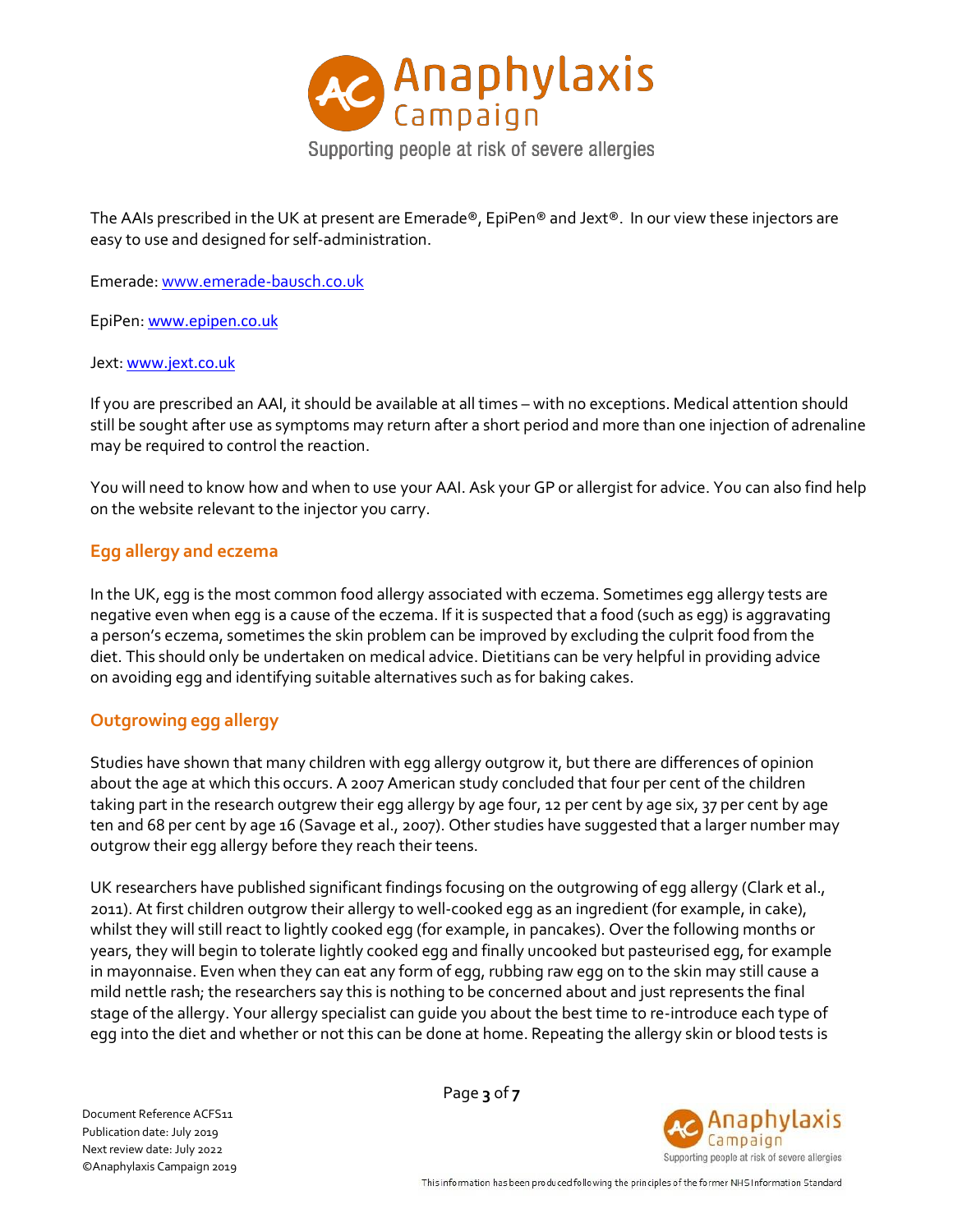The AAIs prescribed in the UK at present are Emerade®, EpiPen® and Jext®. In our view these injectors are easy to use and designed for self-administration.

Emerade: www.emerade-bausch.co.uk

EpiPen: www.epipen.co.uk

Jext: www.jext.co.uk

If you are prescribed an AAI, it should be available at all times – with no exceptions. Medical attention should still be sought after use as symptoms may return after a short period and more than one injection of adrenaline may be required to control the reaction.

You will need to know how and when to use your AAI. Ask your GP or allergist for advice. You can also find help on the website relevant to the injector you carry.

## Egg allergy and eczema

In the UK, egg is the most common food allergy associated with eczema. Sometimes egg allergy tests are negative even when egg is a cause of the eczema. If it is suspected that a food (such as egg) is aggravating a person's eczema, sometimes the skin problem can be improved by excluding the culprit food from the diet. This should only be undertaken on medical advice. Dietitians can be very helpful in providing advice on avoiding egg and identifying suitable alternatives such as for baking cakes.

## Outgrowing egg allergy

Studies have shown that many children with egg allergy outgrow it, but there are differences of opinion about the age at which this occurs. A 2007 American study concluded that four per cent of the children taking part in the research outgrew their egg allergy by age four, 12 per cent by age six, 37 per cent by age ten and 68 per cent by age 16 (Savage et al., 2007). Other studies have suggested that a larger number may outgrow their egg allergy before they reach their teens.

UK researchers have published significant findings focusing on the outgrowing of egg allergy (Clark et al., 2011). At first children outgrow their allergy to well-cooked egg as an ingredient (for example, in cake), whilst they will still react to lightly cooked egg (for example, in pancakes). Over the following months or years, they will begin to tolerate lightly cooked egg and finally uncooked but pasteurised egg, for example in mayonnaise. Even when they can eat any form of egg, rubbing raw egg on to the skin may still cause a mild nettle rash; the researchers say this is nothing to be concerned about and just represents the final stage of the allergy. Your allergy specialist can guide you about the best time to re-introduce each type of egg into the diet and whether or not this can be done at home. Repeating the allergy skin or blood tests is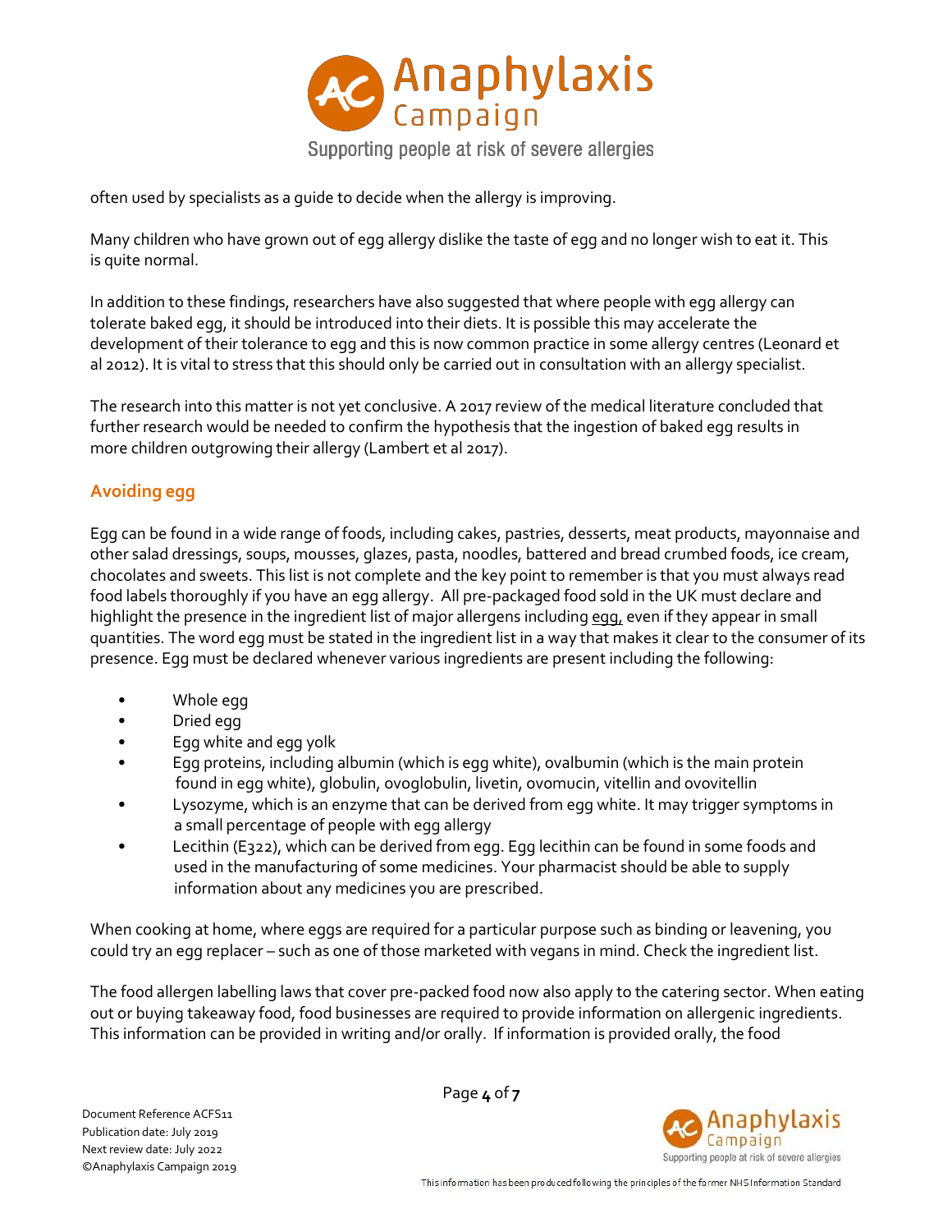often used by specialists as a guide to decide when the allergy is improving.

Many children who have grown out of egg allergy dislike the taste of egg and no longer wish to eat it. This is quite normal.

In addition to these findings, researchers have also suggested that where people with egg allergy can tolerate baked egg, it should be introduced into their diets. It is possible this may accelerate the development of their tolerance to egg and this is now common practice in some allergy centres (Leonard et al 2012). It is vital to stress that this should only be carried out in consultation with an allergy specialist.

The research into this matter is not yet conclusive. A 2017 review of the medical literature concluded that further research would be needed to confirm the hypothesis that the ingestion of baked egg results in more children outgrowing their allergy (Lambert et al 2017).

## Avoiding egg

Egg can be found in a wide range of foods, including cakes, pastries, desserts, meat products, mayonnaise and other salad dressings, soups, mousses, glazes, pasta, noodles, battered and bread crumbed foods, ice cream, chocolates and sweets. This list is not complete and the key point to remember is that you must always read food labels thoroughly if you have an egg allergy. All pre-packaged food sold in the UK must declare and highlight the presence in the ingredient list of major allergens including egg, even if they appear in small quantities. The word egg must be stated in the ingredient list in a way that makes it clear to the consumer of its presence. Egg must be declared whenever various ingredients are present including the following:

- Whole egg
- Dried egg
- Egg white and egg yolk
- Egg proteins, including albumin (which is egg white), ovalbumin (which is the main protein found in egg white), globulin, ovoglobulin, livetin, ovomucin, vitellin and ovovitellin
- Lysozyme, which is an enzyme that can be derived from egg white. It may trigger symptoms in a small percentage of people with egg allergy
- Lecithin (E322), which can be derived from egg. Egg lecithin can be found in some foods and used in the manufacturing of some medicines. Your pharmacist should be able to supply information about any medicines you are prescribed.

When cooking at home, where eggs are required for a particular purpose such as binding or leavening, you could try an egg replacer – such as one of those marketed with vegans in mind. Check the ingredient list.

The food allergen labelling laws that cover pre-packed food now also apply to the catering sector. When eating out or buying takeaway food, food businesses are required to provide information on allergenic ingredients. This information can be provided in writing and/or orally. If information is provided orally, the food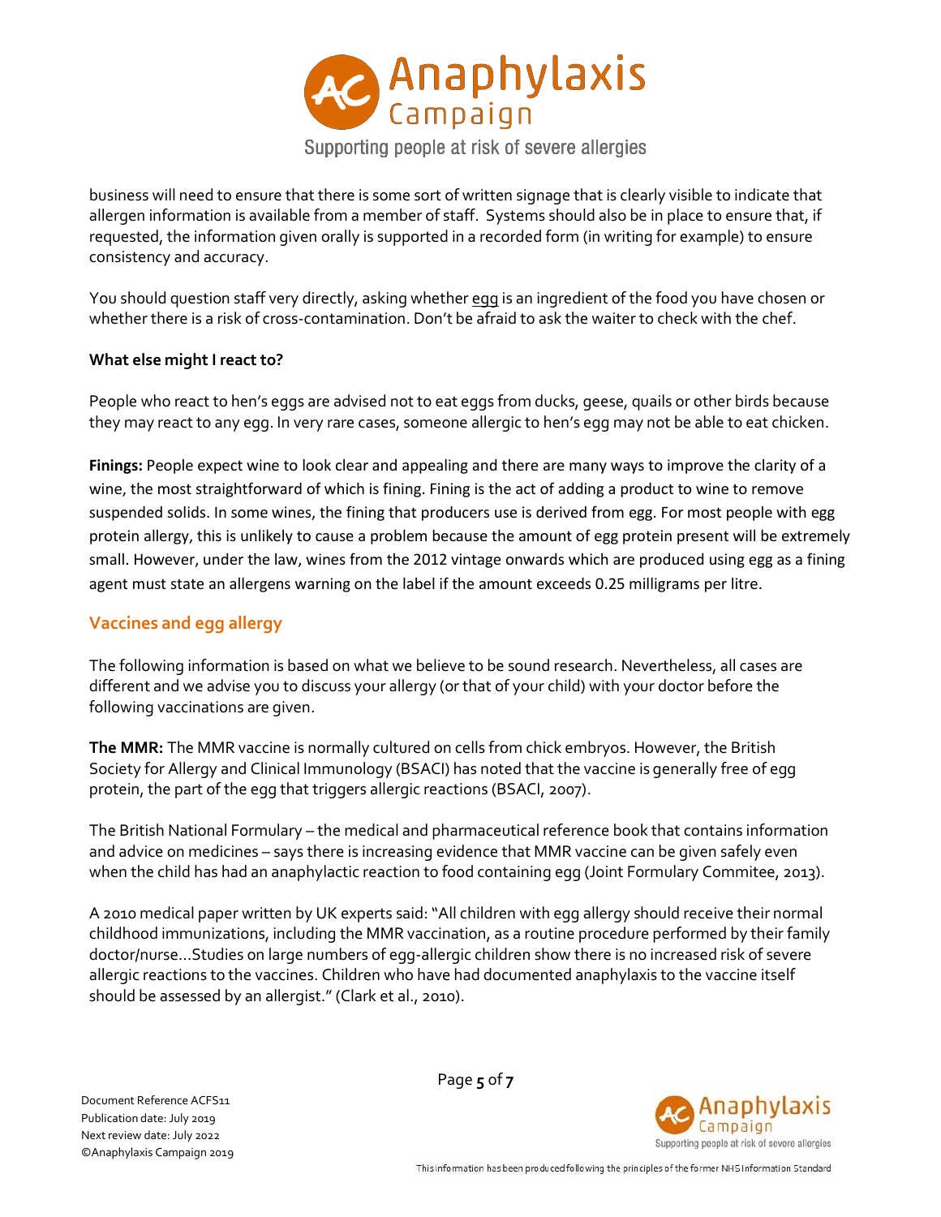business will need to ensure that there is some sort of written signage that is clearly visible to indicate that allergen information is available from a member of staff. Systems should also be in place to ensure that, if requested, the information given orally is supported in a recorded form (in writing for example) to ensure consistency and accuracy.

You should question staff very directly, asking whether egg is an ingredient of the food you have chosen or whether there is a risk of cross-contamination. Don't be afraid to ask the waiter to check with the chef.

**What else might I react to?**

People who react to hen's eggs are advised not to eat eggs from ducks, geese, quails or other birds because they may react to any egg. In very rare cases, someone allergic to hen's egg may not be able to eat chicken.

**Finings:** People expect wine to look clear and appealing and there are many ways to improve the clarity of a wine, the most straightforward of which is fining. Fining is the act of adding a product to wine to remove suspended solids. In some wines, the fining that producers use is derived from egg. For most people with egg protein allergy, this is unlikely to cause a problem because the amount of egg protein present will be extremely small. However, under the law, wines from the 2012 vintage onwards which are produced using egg as a fining agent must state an allergens warning on the label if the amount exceeds 0.25 milligrams per litre.

## Vaccines and egg allergy

The following information is based on what we believe to be sound research. Nevertheless, all cases are different and we advise you to discuss your allergy (or that of your child) with your doctor before the following vaccinations are given.

**The MMR:** The MMR vaccine is normally cultured on cells from chick embryos. However, the British Society for Allergy and Clinical Immunology (BSACI) has noted that the vaccine is generally free of egg protein, the part of the egg that triggers allergic reactions (BSACI, 2007).

The British National Formulary – the medical and pharmaceutical reference book that contains information and advice on medicines – says there is increasing evidence that MMR vaccine can be given safely even when the child has had an anaphylactic reaction to food containing egg (Joint Formulary Commitee, 2013).

A 2010 medical paper written by UK experts said: "All children with egg allergy should receive their normal childhood immunizations, including the MMR vaccination, as a routine procedure performed by their family doctor/nurse…Studies on large numbers of egg-allergic children show there is no increased risk of severe allergic reactions to the vaccines. Children who have had documented anaphylaxis to the vaccine itself should be assessed by an allergist." (Clark et al., 2010).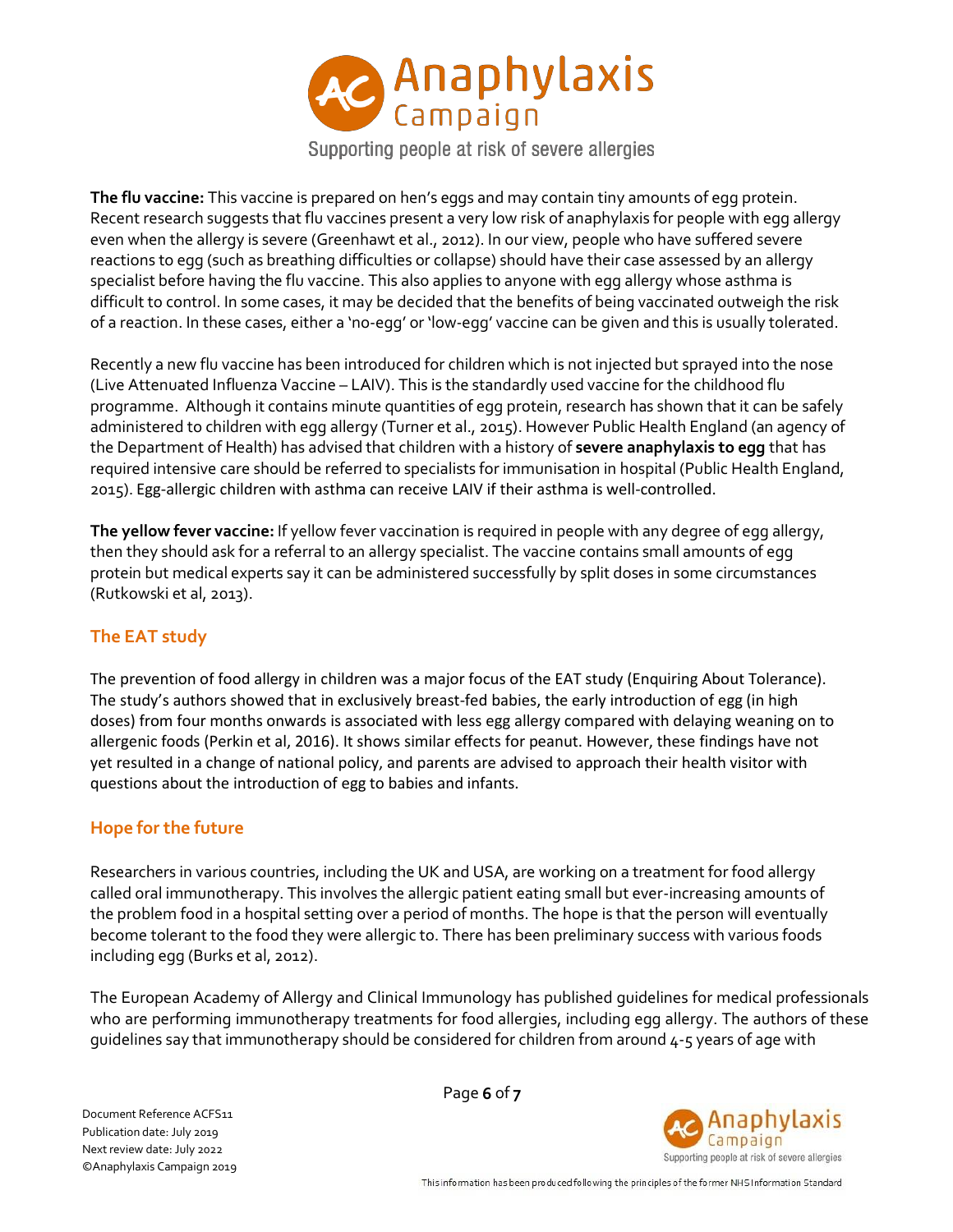**The flu vaccine:** This vaccine is prepared on hen's eggs and may contain tiny amounts of egg protein. Recent research suggests that flu vaccines present a very low risk of anaphylaxis for people with egg allergy even when the allergy is severe (Greenhawt et al., 2012). In our view, people who have suffered severe reactions to egg (such as breathing difficulties or collapse) should have their case assessed by an allergy specialist before having the flu vaccine. This also applies to anyone with egg allergy whose asthma is difficult to control. In some cases, it may be decided that the benefits of being vaccinated outweigh the risk of a reaction. In these cases, either a 'no-egg' or 'low-egg' vaccine can be given and this is usually tolerated.

Recently a new flu vaccine has been introduced for children which is not injected but sprayed into the nose (Live Attenuated Influenza Vaccine – LAIV). This is the standardly used vaccine for the childhood flu programme. Although it contains minute quantities of egg protein, research has shown that it can be safely administered to children with egg allergy (Turner et al., 2015). However Public Health England (an agency of the Department of Health) has advised that children with a history of **severe anaphylaxis to egg** that has required intensive care should be referred to specialists for immunisation in hospital (Public Health England, 2015). Egg-allergic children with asthma can receive LAIV if their asthma is well-controlled.

**The yellow fever vaccine:** If yellow fever vaccination is required in people with any degree of egg allergy, then they should ask for a referral to an allergy specialist. The vaccine contains small amounts of egg protein but medical experts say it can be administered successfully by split doses in some circumstances (Rutkowski et al, 2013).

## The EAT study

The prevention of food allergy in children was a major focus of the EAT study (Enquiring About Tolerance). The study's authors showed that in exclusively breast-fed babies, the early introduction of egg (in high doses) from four months onwards is associated with less egg allergy compared with delaying weaning on to allergenic foods (Perkin et al, 2016). It shows similar effects for peanut. However, these findings have not yet resulted in a change of national policy, and parents are advised to approach their health visitor with questions about the introduction of egg to babies and infants.

## Hope for the future

Researchers in various countries, including the UK and USA, are working on a treatment for food allergy called oral immunotherapy. This involves the allergic patient eating small but ever-increasing amounts of the problem food in a hospital setting over a period of months. The hope is that the person will eventually become tolerant to the food they were allergic to. There has been preliminary success with various foods including egg (Burks et al, 2012).

The European Academy of Allergy and Clinical Immunology has published guidelines for medical professionals who are performing immunotherapy treatments for food allergies, including egg allergy. The authors of these guidelines say that immunotherapy should be considered for children from around 4-5 years of age with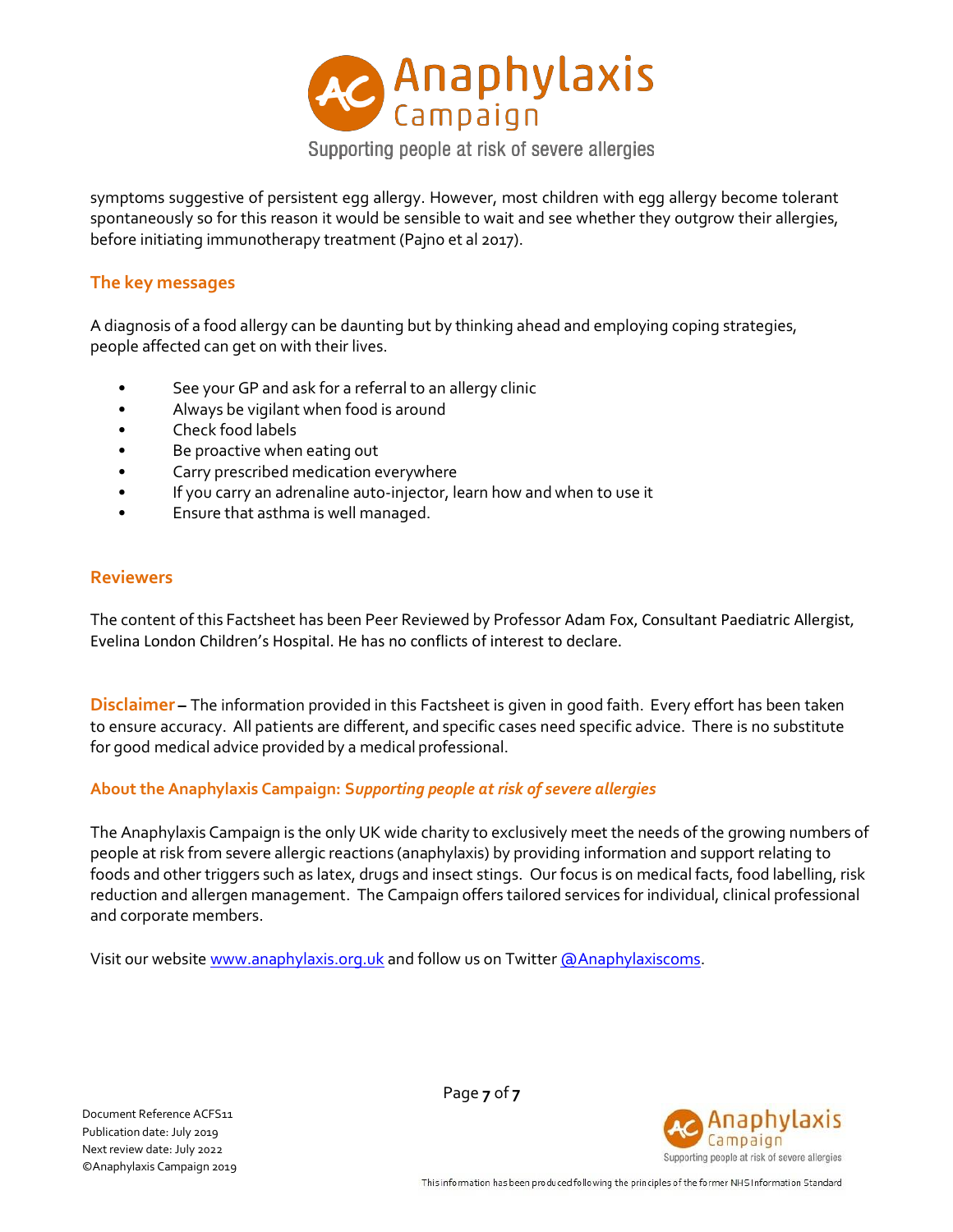symptoms suggestive of persistent egg allergy. However, most children with egg allergy become tolerant spontaneously so for this reason it would be sensible to wait and see whether they outgrow their allergies, before initiating immunotherapy treatment (Pajno et al 2017).

## The key messages

A diagnosis of a food allergy can be daunting but by thinking ahead and employing coping strategies, people affected can get on with their lives.

- See your GP and ask for a referral to an allergy clinic
- Always be vigilant when food is around
- Check food labels
- Be proactive when eating out
- Carry prescribed medication everywhere
- If you carry an adrenaline auto-injector, learn how and when to use it
- Ensure that asthma is well managed.

## Reviewers

The content of this Factsheet has been Peer Reviewed by Professor Adam Fox, Consultant Paediatric Allergist, Evelina London Children's Hospital. He has no conflicts of interest to declare.

**Disclaimer** – The information provided in this Factsheet is given in good faith. Every effort has been taken to ensure accuracy. All patients are different, and specific cases need specific advice. There is no substitute for good medical advice provided by a medical professional.

### About the Anaphylaxis Campaign: *Supporting people at risk of severe allergies*

The Anaphylaxis Campaign is the only UK wide charity to exclusively meet the needs of the growing numbers of people at risk from severe allergic reactions (anaphylaxis) by providing information and support relating to foods and other triggers such as latex, drugs and insect stings. Our focus is on medical facts, food labelling, risk reduction and allergen management. The Campaign offers tailored services for individual, clinical professional and corporate members.

Visit our website www.anaphylaxis.org.uk and follow us on Twitter @Anaphylaxiscoms.

Document Reference ACFS11
Publication date: July 2019
Next review date: July 2022
©Anaphylaxis Campaign 2019

This information has been produced following the principles of the former NHS Information Standard